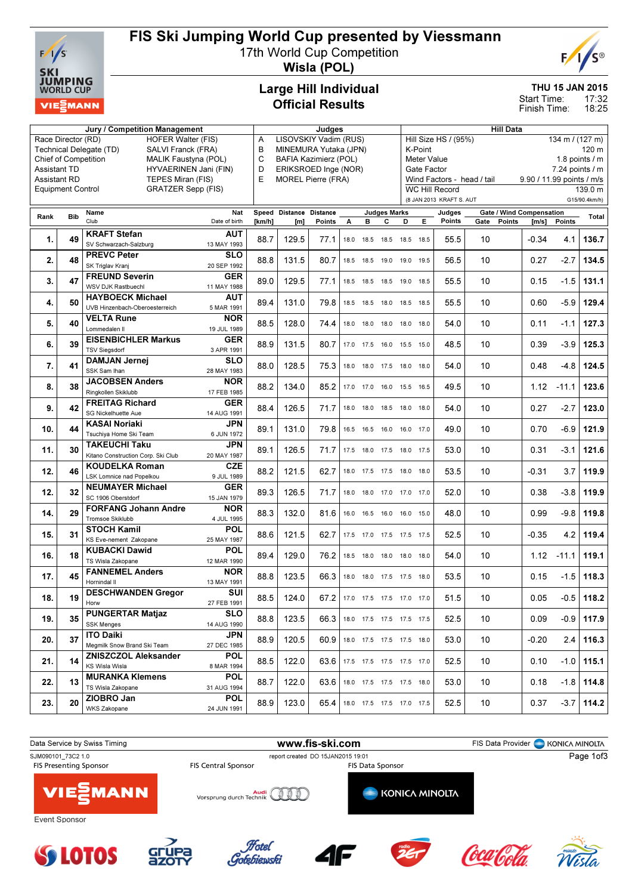# FIS Ski Jumping World Cup presented by Viessmann

17th World Cup Competition

**Wisla (POL)**

## Large Hill Individual
## Official Results

**THU 15 JAN 2015**
Start Time: 17:32
Finish Time: 18:25

| Jury / Competition Management | | Judges | | Hill Data | |
|---|---|---|---|---|---|
| Race Director (RD) | HOFER Walter (FIS) | A | LISOVSKIY Vadim (RUS) | Hill Size HS / (95%) | 134 m / (127 m) |
| Technical Delegate (TD) | SALVI Franck (FRA) | B | MINEMURA Yutaka (JPN) | K-Point | 120 m |
| Chief of Competition | MALIK Faustyna (POL) | C | BAFIA Kazimierz (POL) | Meter Value | 1.8 points / m |
| Assistant TD | HYVAERINEN Jani (FIN) | D | ERIKSROED Inge (NOR) | Gate Factor | 7.24 points / m |
| Assistant RD | TEPES Miran (FIS) | E | MOREL Pierre (FRA) | Wind Factors - head / tail | 9.90 / 11.99 points / m/s |
| Equipment Control | GRATZER Sepp (FIS) | | | WC Hill Record | 139.0 m |
| | | | | (8 JAN 2013 KRAFT S. AUT | G15/90.4km/h) |

| Rank | Bib | Name / Club | Nat / Date of birth | Speed [km/h] | Distance [m] | Distance Points | A | B | C | D | E | Judges Points | Gate | Gate Points | Wind [m/s] | Wind Points | Total |
|---|---|---|---|---|---|---|---|---|---|---|---|---|---|---|---|---|---|
| 1. | 49 | KRAFT Stefan / SV Schwarzach-Salzburg | AUT / 13 MAY 1993 | 88.7 | 129.5 | 77.1 | 18.0 | 18.5 | 18.5 | 18.5 | 18.5 | 55.5 | 10 | | -0.34 | 4.1 | 136.7 |
| 2. | 48 | PREVC Peter / SK Triglav Kranj | SLO / 20 SEP 1992 | 88.8 | 131.5 | 80.7 | 18.5 | 18.5 | 19.0 | 19.0 | 19.5 | 56.5 | 10 | | 0.27 | -2.7 | 134.5 |
| 3. | 47 | FREUND Severin / WSV DJK Rastbuechl | GER / 11 MAY 1988 | 89.0 | 129.5 | 77.1 | 18.5 | 18.5 | 18.5 | 19.0 | 18.5 | 55.5 | 10 | | 0.15 | -1.5 | 131.1 |
| 4. | 50 | HAYBOECK Michael / UVB Hinzenbach-Oberoesterreich | AUT / 5 MAR 1991 | 89.4 | 131.0 | 79.8 | 18.5 | 18.5 | 18.0 | 18.5 | 18.5 | 55.5 | 10 | | 0.60 | -5.9 | 129.4 |
| 5. | 40 | VELTA Rune / Lommedalen Il | NOR / 19 JUL 1989 | 88.5 | 128.0 | 74.4 | 18.0 | 18.0 | 18.0 | 18.0 | 18.0 | 54.0 | 10 | | 0.11 | -1.1 | 127.3 |
| 6. | 39 | EISENBICHLER Markus / TSV Siegsdorf | GER / 3 APR 1991 | 88.9 | 131.5 | 80.7 | 17.0 | 17.5 | 16.0 | 15.5 | 15.0 | 48.5 | 10 | | 0.39 | -3.9 | 125.3 |
| 7. | 41 | DAMJAN Jernej / SSK Sam Ihan | SLO / 28 MAY 1983 | 88.0 | 128.5 | 75.3 | 18.0 | 18.0 | 17.5 | 18.0 | 18.0 | 54.0 | 10 | | 0.48 | -4.8 | 124.5 |
| 8. | 38 | JACOBSEN Anders / Ringkollen Skiklubb | NOR / 17 FEB 1985 | 88.2 | 134.0 | 85.2 | 17.0 | 17.0 | 16.0 | 15.5 | 16.5 | 49.5 | 10 | | 1.12 | -11.1 | 123.6 |
| 9. | 42 | FREITAG Richard / SG Nickelhuette Aue | GER / 14 AUG 1991 | 88.4 | 126.5 | 71.7 | 18.0 | 18.0 | 18.5 | 18.0 | 18.0 | 54.0 | 10 | | 0.27 | -2.7 | 123.0 |
| 10. | 44 | KASAI Noriaki / Tsuchiya Home Ski Team | JPN / 6 JUN 1972 | 89.1 | 131.0 | 79.8 | 16.5 | 16.5 | 16.0 | 16.0 | 17.0 | 49.0 | 10 | | 0.70 | -6.9 | 121.9 |
| 11. | 30 | TAKEUCHI Taku / Kitano Construction Corp. Ski Club | JPN / 20 MAY 1987 | 89.1 | 126.5 | 71.7 | 17.5 | 18.0 | 17.5 | 18.0 | 17.5 | 53.0 | 10 | | 0.31 | -3.1 | 121.6 |
| 12. | 46 | KOUDELKA Roman / LSK Lomnice nad Popelkou | CZE / 9 JUL 1989 | 88.2 | 121.5 | 62.7 | 18.0 | 17.5 | 17.5 | 18.0 | 18.0 | 53.5 | 10 | | -0.31 | 3.7 | 119.9 |
| 12. | 32 | NEUMAYER Michael / SC 1906 Oberstdorf | GER / 15 JAN 1979 | 89.3 | 126.5 | 71.7 | 18.0 | 18.0 | 17.0 | 17.0 | 17.0 | 52.0 | 10 | | 0.38 | -3.8 | 119.9 |
| 14. | 29 | FORFANG Johann Andre / Tromsoe Skiklubb | NOR / 4 JUL 1995 | 88.3 | 132.0 | 81.6 | 16.0 | 16.5 | 16.0 | 16.0 | 15.0 | 48.0 | 10 | | 0.99 | -9.8 | 119.8 |
| 15. | 31 | STOCH Kamil / KS Eve-nement Zakopane | POL / 25 MAY 1987 | 88.6 | 121.5 | 62.7 | 17.5 | 17.0 | 17.5 | 17.5 | 17.5 | 52.5 | 10 | | -0.35 | 4.2 | 119.4 |
| 16. | 18 | KUBACKI Dawid / TS Wisla Zakopane | POL / 12 MAR 1990 | 89.4 | 129.0 | 76.2 | 18.5 | 18.0 | 18.0 | 18.0 | 18.0 | 54.0 | 10 | | 1.12 | -11.1 | 119.1 |
| 17. | 45 | FANNEMEL Anders / Hornindal Il | NOR / 13 MAY 1991 | 88.8 | 123.5 | 66.3 | 18.0 | 18.0 | 17.5 | 17.5 | 18.0 | 53.5 | 10 | | 0.15 | -1.5 | 118.3 |
| 18. | 19 | DESCHWANDEN Gregor / Horw | SUI / 27 FEB 1991 | 88.5 | 124.0 | 67.2 | 17.0 | 17.5 | 17.5 | 17.0 | 17.0 | 51.5 | 10 | | 0.05 | -0.5 | 118.2 |
| 19. | 35 | PUNGERTAR Matjaz / SSK Menges | SLO / 14 AUG 1990 | 88.8 | 123.5 | 66.3 | 18.0 | 17.5 | 17.5 | 17.5 | 17.5 | 52.5 | 10 | | 0.09 | -0.9 | 117.9 |
| 20. | 37 | ITO Daiki / Megmilk Snow Brand Ski Team | JPN / 27 DEC 1985 | 88.9 | 120.5 | 60.9 | 18.0 | 17.5 | 17.5 | 17.5 | 18.0 | 53.0 | 10 | | -0.20 | 2.4 | 116.3 |
| 21. | 14 | ZNISZCZOL Aleksander / KS Wisla Wisla | POL / 8 MAR 1994 | 88.5 | 122.0 | 63.6 | 17.5 | 17.5 | 17.5 | 17.5 | 17.0 | 52.5 | 10 | | 0.10 | -1.0 | 115.1 |
| 22. | 13 | MURANKA Klemens / TS Wisla Zakopane | POL / 31 AUG 1994 | 88.7 | 122.0 | 63.6 | 18.0 | 17.5 | 17.5 | 17.5 | 18.0 | 53.0 | 10 | | 0.18 | -1.8 | 114.8 |
| 23. | 20 | ZIOBRO Jan / WKS Zakopane | POL / 24 JUN 1991 | 88.9 | 123.0 | 65.4 | 18.0 | 17.5 | 17.5 | 17.0 | 17.5 | 52.5 | 10 | | 0.37 | -3.7 | 114.2 |

Data Service by Swiss Timing — www.fis-ski.com — FIS Data Provider KONICA MINOLTA

SJM090101_73C2 1.0 — report created DO 15JAN2015 19:01

FIS Presenting Sponsor: VIESSMANN — FIS Central Sponsor: Audi Vorsprung durch Technik — FIS Data Sponsor: KONICA MINOLTA

Event Sponsor: LOTOS, Grupa Azoty, Hotel Gołębiewski, 4F, Radio Zet, Coca-Cola, Miasto Wisła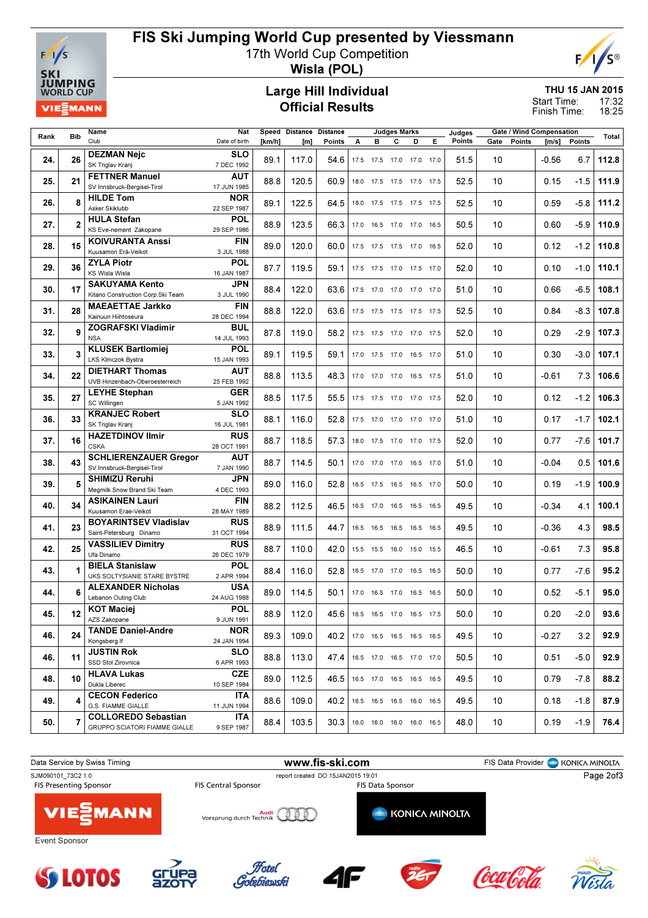# FIS Ski Jumping World Cup presented by Viessmann

17th World Cup Competition

**Wisla (POL)**

## Large Hill Individual
## Official Results

THU 15 JAN 2015
Start Time: 17:32
Finish Time: 18:25

| Rank | Bib | Name / Club | Nat / Date of birth | Speed [km/h] | Distance [m] | Distance Points | A | B | C | D | E | Judges Points | Gate | Gate Points | Wind [m/s] | Wind Points | Total |
|---|---|---|---|---|---|---|---|---|---|---|---|---|---|---|---|---|---|
| 24. | 26 | DEZMAN Nejc / SK Triglav Kranj | SLO / 7 DEC 1992 | 89.1 | 117.0 | 54.6 | 17.5 | 17.5 | 17.0 | 17.0 | 17.0 | 51.5 | 10 | | -0.56 | 6.7 | 112.8 |
| 25. | 21 | FETTNER Manuel / SV Innsbruck-Bergisel-Tirol | AUT / 17 JUN 1985 | 88.8 | 120.5 | 60.9 | 18.0 | 17.5 | 17.5 | 17.5 | 17.5 | 52.5 | 10 | | 0.15 | -1.5 | 111.9 |
| 26. | 8 | HILDE Tom / Asker Skiklubb | NOR / 22 SEP 1987 | 89.1 | 122.5 | 64.5 | 18.0 | 17.5 | 17.5 | 17.5 | 17.5 | 52.5 | 10 | | 0.59 | -5.8 | 111.2 |
| 27. | 2 | HULA Stefan / KS Eve-nement Zakopane | POL / 29 SEP 1986 | 88.9 | 123.5 | 66.3 | 17.0 | 16.5 | 17.0 | 17.0 | 16.5 | 50.5 | 10 | | 0.60 | -5.9 | 110.9 |
| 28. | 15 | KOIVURANTA Anssi / Kuusamon Erä-Veikot | FIN / 3 JUL 1988 | 89.0 | 120.0 | 60.0 | 17.5 | 17.5 | 17.5 | 17.0 | 16.5 | 52.0 | 10 | | 0.12 | -1.2 | 110.8 |
| 29. | 36 | ZYLA Piotr / KS Wisla Wisla | POL / 16 JAN 1987 | 87.7 | 119.5 | 59.1 | 17.5 | 17.5 | 17.0 | 17.5 | 17.0 | 52.0 | 10 | | 0.10 | -1.0 | 110.1 |
| 30. | 17 | SAKUYAMA Kento / Kitano Construction Corp.Ski Team | JPN / 3 JUL 1990 | 88.4 | 122.0 | 63.6 | 17.5 | 17.0 | 17.0 | 17.0 | 17.0 | 51.0 | 10 | | 0.66 | -6.5 | 108.1 |
| 31. | 28 | MAEAETTAE Jarkko / Kainuun Hiihtoseura | FIN / 28 DEC 1994 | 88.8 | 122.0 | 63.6 | 17.5 | 17.5 | 17.5 | 17.5 | 17.5 | 52.5 | 10 | | 0.84 | -8.3 | 107.8 |
| 32. | 9 | ZOGRAFSKI Vladimir / NSA | BUL / 14 JUL 1993 | 87.8 | 119.0 | 58.2 | 17.5 | 17.5 | 17.0 | 17.0 | 17.5 | 52.0 | 10 | | 0.29 | -2.9 | 107.3 |
| 33. | 3 | KLUSEK Bartlomiej / LKS Klmczok Bystra | POL / 15 JAN 1993 | 89.1 | 119.5 | 59.1 | 17.0 | 17.5 | 17.0 | 16.5 | 17.0 | 51.0 | 10 | | 0.30 | -3.0 | 107.1 |
| 34. | 22 | DIETHART Thomas / UVB Hinzenbach-Oberoesterreich | AUT / 25 FEB 1992 | 88.8 | 113.5 | 48.3 | 17.0 | 17.0 | 17.0 | 16.5 | 17.5 | 51.0 | 10 | | -0.61 | 7.3 | 106.6 |
| 35. | 27 | LEYHE Stephan / SC Willingen | GER / 5 JAN 1992 | 88.5 | 117.5 | 55.5 | 17.5 | 17.5 | 17.0 | 17.0 | 17.5 | 52.0 | 10 | | 0.12 | -1.2 | 106.3 |
| 36. | 33 | KRANJEC Robert / SK Triglav Kranj | SLO / 16 JUL 1981 | 88.1 | 116.0 | 52.8 | 17.5 | 17.0 | 17.0 | 17.0 | 17.0 | 51.0 | 10 | | 0.17 | -1.7 | 102.1 |
| 37. | 16 | HAZETDINOV Ilmir / CSKA | RUS / 28 OCT 1991 | 88.7 | 118.5 | 57.3 | 18.0 | 17.5 | 17.0 | 17.0 | 17.5 | 52.0 | 10 | | 0.77 | -7.6 | 101.7 |
| 38. | 43 | SCHLIERENZAUER Gregor / SV Innsbruck-Bergisel-Tirol | AUT / 7 JAN 1990 | 88.7 | 114.5 | 50.1 | 17.0 | 17.0 | 17.0 | 16.5 | 17.0 | 51.0 | 10 | | -0.04 | 0.5 | 101.6 |
| 39. | 5 | SHIMIZU Reruhi / Megmilk Snow Brand Ski Team | JPN / 4 DEC 1993 | 89.0 | 116.0 | 52.8 | 16.5 | 17.5 | 16.5 | 16.5 | 17.0 | 50.0 | 10 | | 0.19 | -1.9 | 100.9 |
| 40. | 34 | ASIKAINEN Lauri / Kuusamon Erae-Veikot | FIN / 28 MAY 1989 | 88.2 | 112.5 | 46.5 | 16.5 | 17.0 | 16.5 | 16.5 | 16.5 | 49.5 | 10 | | -0.34 | 4.1 | 100.1 |
| 41. | 23 | BOYARINTSEV Vladislav / Saint-Petersburg Dinamo | RUS / 31 OCT 1994 | 88.9 | 111.5 | 44.7 | 16.5 | 16.5 | 16.5 | 16.5 | 16.5 | 49.5 | 10 | | -0.36 | 4.3 | 98.5 |
| 42. | 25 | VASSILIEV Dimitry / Ufa Dinamo | RUS / 26 DEC 1979 | 88.7 | 110.0 | 42.0 | 15.5 | 15.5 | 16.0 | 15.0 | 15.5 | 46.5 | 10 | | -0.61 | 7.3 | 95.8 |
| 43. | 1 | BIELA Stanislaw / UKS SOLTYSIANIE STARE BYSTRE | POL / 2 APR 1994 | 88.4 | 116.0 | 52.8 | 16.5 | 17.0 | 17.0 | 16.5 | 16.5 | 50.0 | 10 | | 0.77 | -7.6 | 95.2 |
| 44. | 6 | ALEXANDER Nicholas / Lebanon Outing Club | USA / 24 AUG 1988 | 89.0 | 114.5 | 50.1 | 17.0 | 16.5 | 17.0 | 16.5 | 16.5 | 50.0 | 10 | | 0.52 | -5.1 | 95.0 |
| 45. | 12 | KOT Maciej / AZS Zakopane | POL / 9 JUN 1991 | 88.9 | 112.0 | 45.6 | 16.5 | 16.5 | 17.0 | 16.5 | 17.5 | 50.0 | 10 | | 0.20 | -2.0 | 93.6 |
| 46. | 24 | TANDE Daniel-Andre / Kongsberg If | NOR / 24 JAN 1994 | 89.3 | 109.0 | 40.2 | 17.0 | 16.5 | 16.5 | 16.5 | 16.5 | 49.5 | 10 | | -0.27 | 3.2 | 92.9 |
| 46. | 11 | JUSTIN Rok / SSD Stol Zirovnica | SLO / 6 APR 1993 | 88.8 | 113.0 | 47.4 | 16.5 | 17.0 | 16.5 | 17.0 | 17.0 | 50.5 | 10 | | 0.51 | -5.0 | 92.9 |
| 48. | 10 | HLAVA Lukas / Dukla Liberec | CZE / 10 SEP 1984 | 89.0 | 112.5 | 46.5 | 16.5 | 17.0 | 16.5 | 16.5 | 16.5 | 49.5 | 10 | | 0.79 | -7.8 | 88.2 |
| 49. | 4 | CECON Federico / G.S. FIAMME GIALLE | ITA / 11 JUN 1994 | 88.6 | 109.0 | 40.2 | 16.5 | 16.5 | 16.5 | 16.0 | 16.5 | 49.5 | 10 | | 0.18 | -1.8 | 87.9 |
| 50. | 7 | COLLOREDO Sebastian / GRUPPO SCIATORI FIAMME GIALLE | ITA / 9 SEP 1987 | 88.4 | 103.5 | 30.3 | 16.0 | 16.0 | 16.0 | 16.0 | 16.5 | 48.0 | 10 | | 0.19 | -1.9 | 76.4 |

Data Service by Swiss Timing — www.fis-ski.com — FIS Data Provider KONICA MINOLTA

SJM090101_73C2 1.0 — report created DO 15JAN2015 19:01

FIS Presenting Sponsor: VIESSMANN — FIS Central Sponsor: Audi Vorsprung durch Technik — FIS Data Sponsor: KONICA MINOLTA

Event Sponsor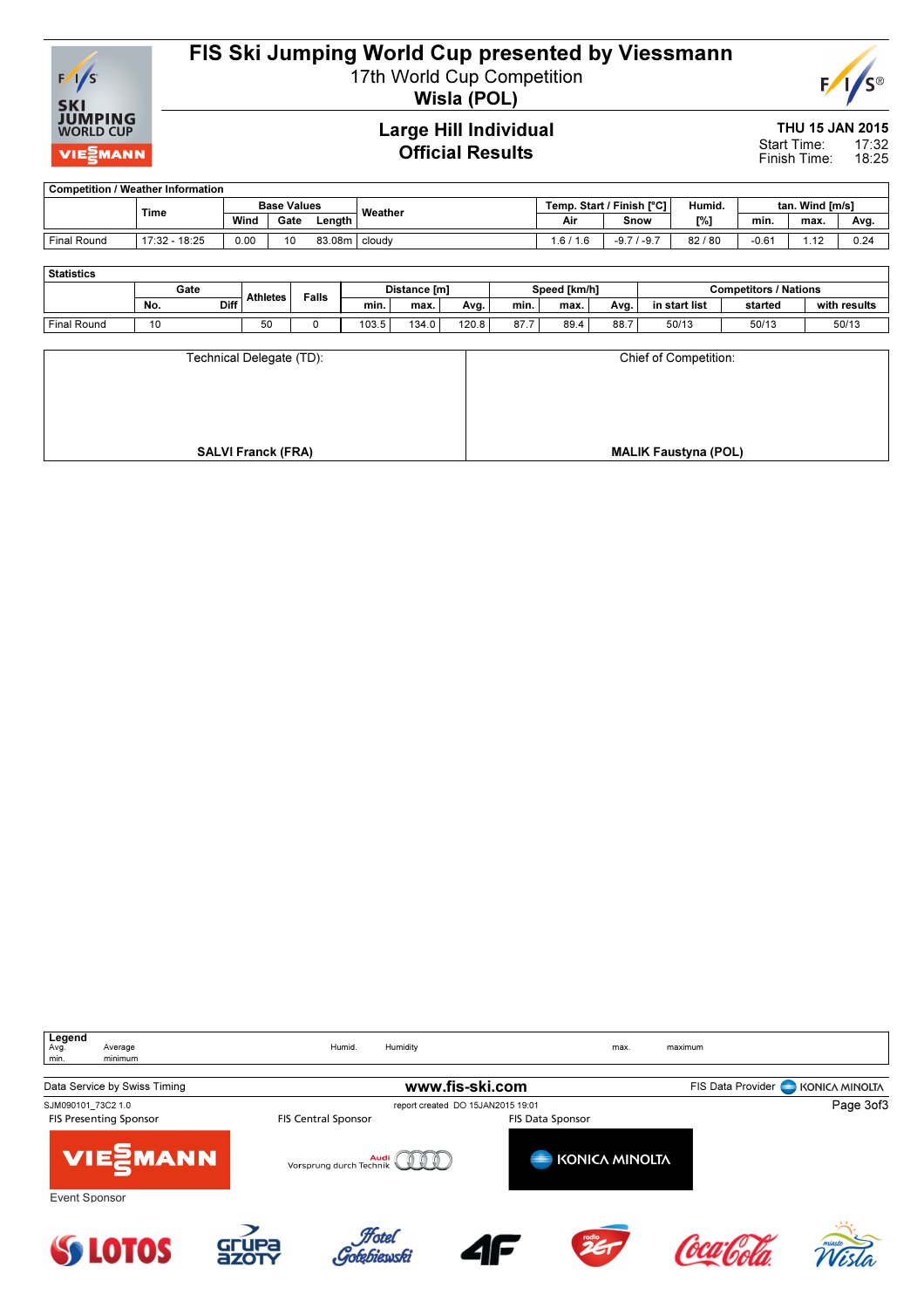# FIS Ski Jumping World Cup presented by Viessmann

17th World Cup Competition
**Wisla (POL)**

## Large Hill Individual
## Official Results

**THU 15 JAN 2015**
Start Time: 17:32
Finish Time: 18:25

**Competition / Weather Information**

| | Time | Base Values | | | Weather | Temp. Start / Finish [°C] | | Humid. | tan. Wind [m/s] | | |
|---|---|---|---|---|---|---|---|---|---|---|---|
| | | Wind | Gate | Length | | Air | Snow | [%] | min. | max. | Avg. |
| Final Round | 17:32 - 18:25 | 0.00 | 10 | 83.08m | cloudy | 1.6 / 1.6 | -9.7 / -9.7 | 82 / 80 | -0.61 | 1.12 | 0.24 |

**Statistics**

| | Gate | | Athletes | Falls | Distance [m] | | | Speed [km/h] | | | Competitors / Nations | | |
|---|---|---|---|---|---|---|---|---|---|---|---|---|---|
| | No. | Diff | | | min. | max. | Avg. | min. | max. | Avg. | in start list | started | with results |
| Final Round | 10 | | 50 | 0 | 103.5 | 134.0 | 120.8 | 87.7 | 89.4 | 88.7 | 50/13 | 50/13 | 50/13 |

| Technical Delegate (TD): | Chief of Competition: |
|---|---|
| **SALVI Franck (FRA)** | **MALIK Faustyna (POL)** |

**Legend**

| | | | | | |
|---|---|---|---|---|---|
| Avg. | Average | Humid. | Humidity | max. | maximum |
| min. | minimum | | | | |

Data Service by Swiss Timing — www.fis-ski.com — FIS Data Provider KONICA MINOLTA

SJM090101_73C2 1.0 — report created DO 15JAN2015 19:01

FIS Presenting Sponsor: VIESSMANN — FIS Central Sponsor: Audi Vorsprung durch Technik — FIS Data Sponsor: KONICA MINOLTA

Event Sponsor: LOTOS, Grupa Azoty, Hotel Gołębiewski, 4F, radio ZET, Coca-Cola, miasto Wisła